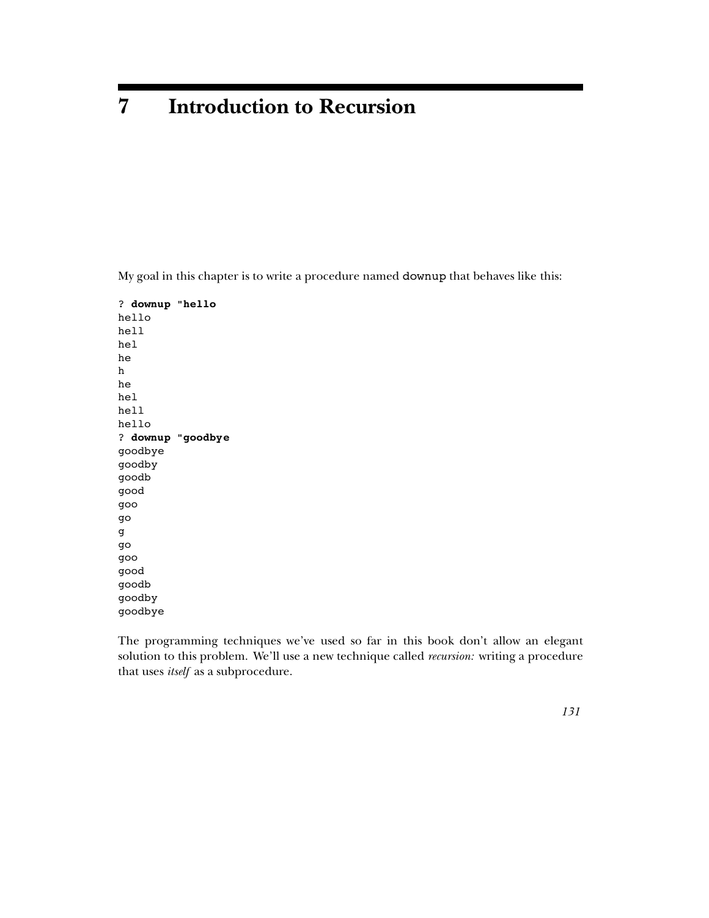# 7 Introduction to Recursion

My goal in this chapter is to write a procedure named `downup` that behaves like this:

```
? downup "hello
hello
hell
hel
he
h
he
hel
hell
hello
? downup "goodbye
goodbye
goodby
goodb
good
goo
go
g
go
goo
good
goodb
goodby
goodbye
```

The programming techniques we've used so far in this book don't allow an elegant solution to this problem. We'll use a new technique called *recursion:* writing a procedure that uses *itself* as a subprocedure.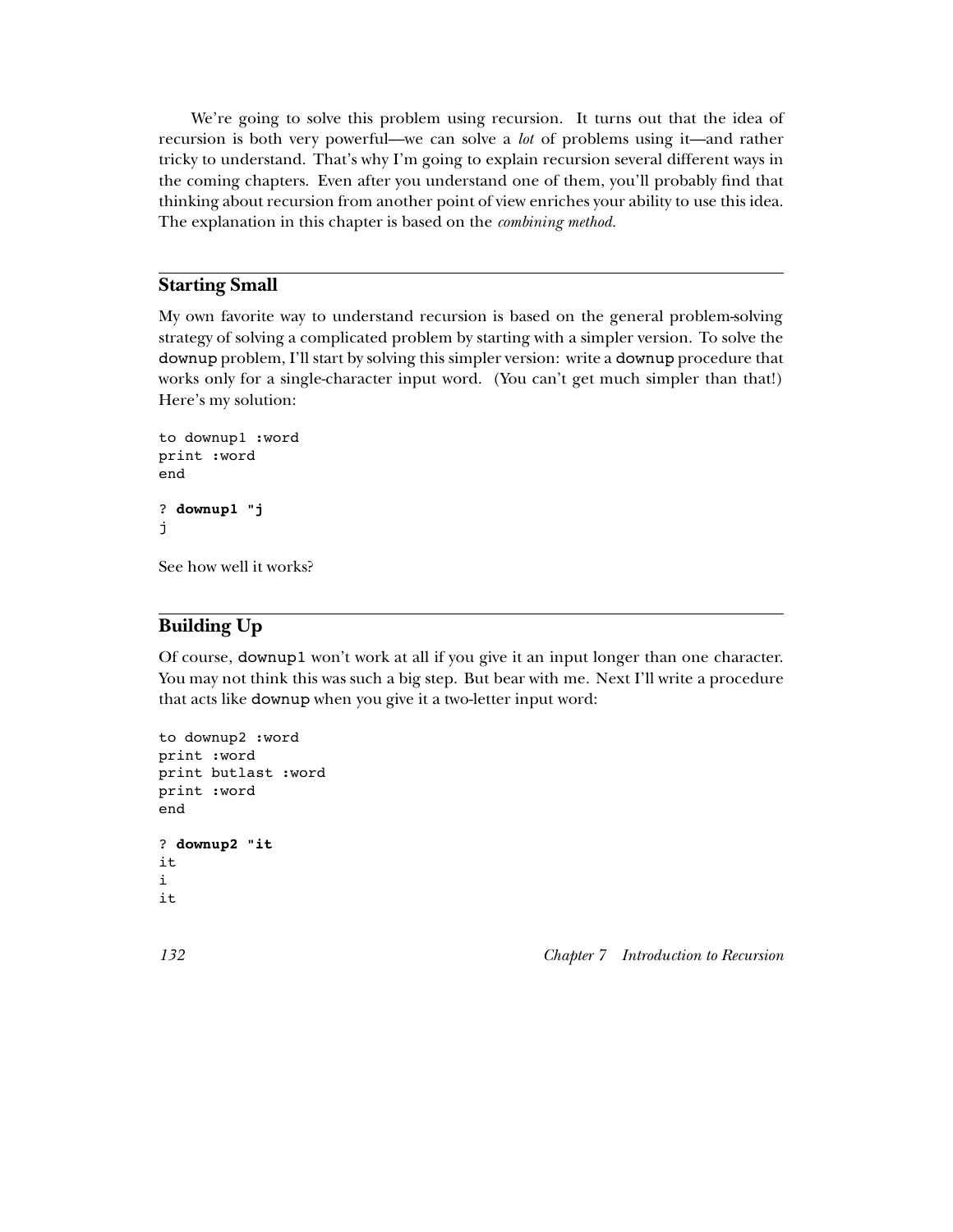We're going to solve this problem using recursion. It turns out that the idea of recursion is both very powerful—we can solve a *lot* of problems using it—and rather tricky to understand. That's why I'm going to explain recursion several different ways in the coming chapters. Even after you understand one of them, you'll probably find that thinking about recursion from another point of view enriches your ability to use this idea. The explanation in this chapter is based on the *combining method.*

## Starting Small

My own favorite way to understand recursion is based on the general problem-solving strategy of solving a complicated problem by starting with a simpler version. To solve the `downup` problem, I'll start by solving this simpler version: write a `downup` procedure that works only for a single-character input word. (You can't get much simpler than that!) Here's my solution:

```
to downup1 :word
print :word
end

? downup1 "j
j
```

See how well it works?

## Building Up

Of course, `downup1` won't work at all if you give it an input longer than one character. You may not think this was such a big step. But bear with me. Next I'll write a procedure that acts like `downup` when you give it a two-letter input word:

```
to downup2 :word
print :word
print butlast :word
print :word
end

? downup2 "it
it
i
it
```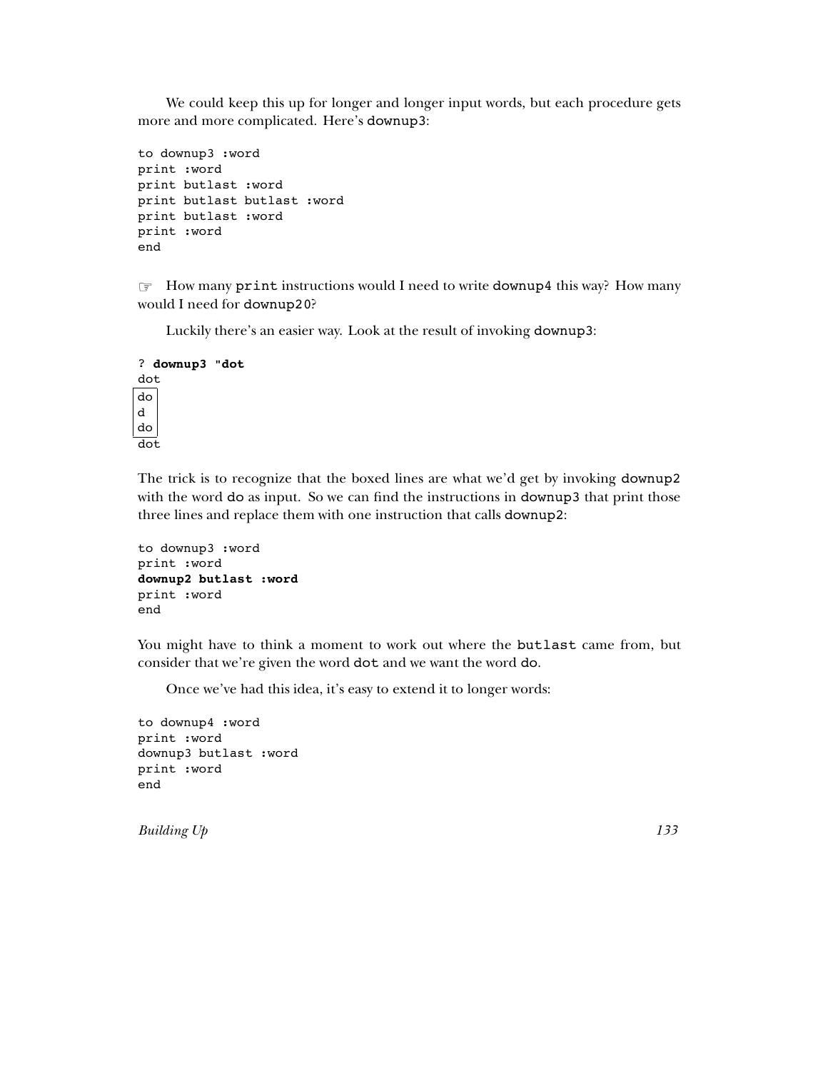We could keep this up for longer and longer input words, but each procedure gets more and more complicated. Here's `downup3`:

```
to downup3 :word
print :word
print butlast :word
print butlast butlast :word
print butlast :word
print :word
end
```

☞ How many `print` instructions would I need to write `downup4` this way? How many would I need for `downup20`?

Luckily there's an easier way. Look at the result of invoking `downup3`:

```
? downup3 "dot
dot
do
d
do
dot
```

The trick is to recognize that the boxed lines are what we'd get by invoking `downup2` with the word `do` as input. So we can find the instructions in `downup3` that print those three lines and replace them with one instruction that calls `downup2`:

```
to downup3 :word
print :word
downup2 butlast :word
print :word
end
```

You might have to think a moment to work out where the `butlast` came from, but consider that we're given the word `dot` and we want the word `do`.

Once we've had this idea, it's easy to extend it to longer words:

```
to downup4 :word
print :word
downup3 butlast :word
print :word
end
```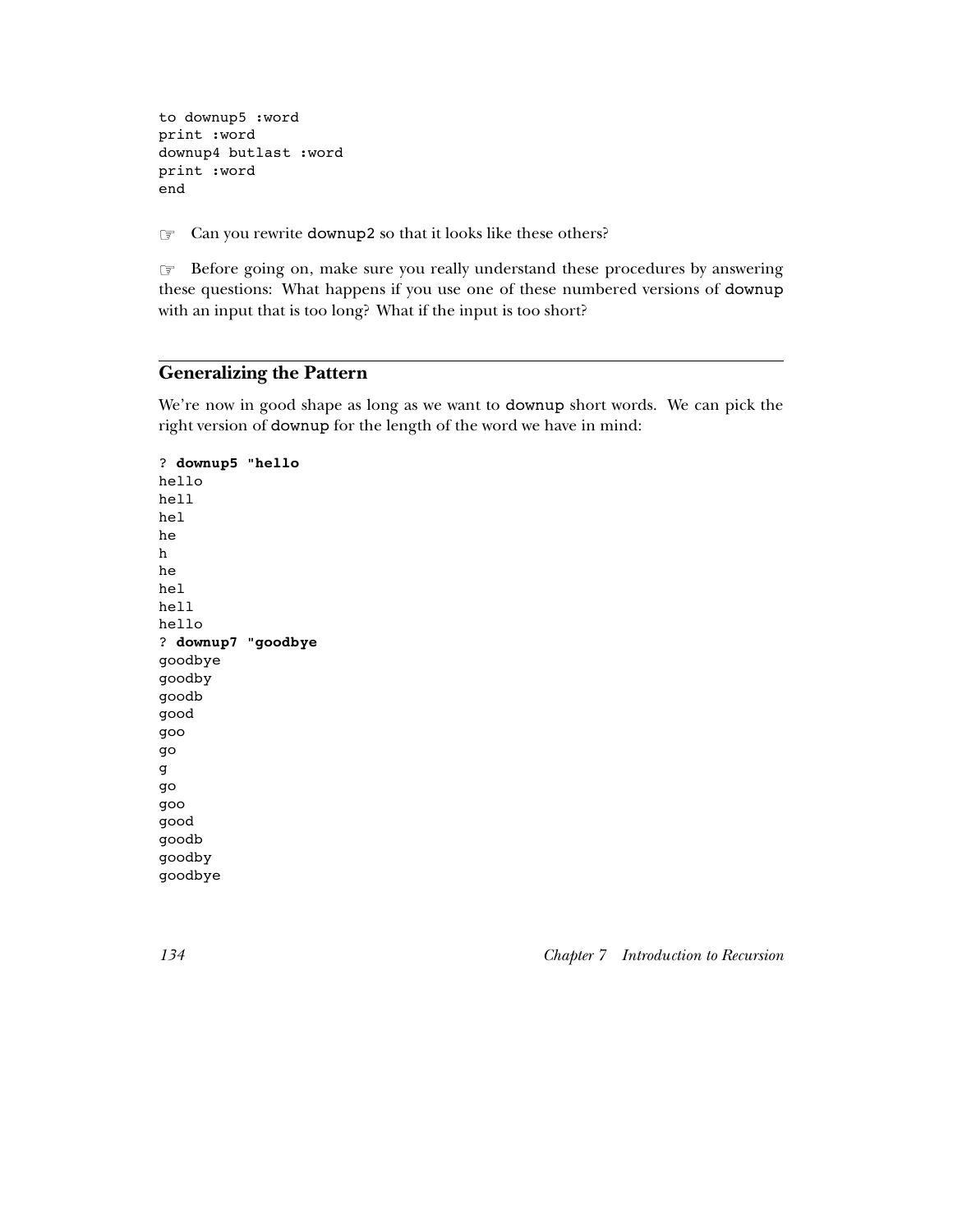```
to downup5 :word
print :word
downup4 butlast :word
print :word
end
```

☞ Can you rewrite `downup2` so that it looks like these others?

☞ Before going on, make sure you really understand these procedures by answering these questions: What happens if you use one of these numbered versions of `downup` with an input that is too long? What if the input is too short?

## Generalizing the Pattern

We're now in good shape as long as we want to `downup` short words. We can pick the right version of `downup` for the length of the word we have in mind:

```
? downup5 "hello
hello
hell
hel
he
h
he
hel
hell
hello
? downup7 "goodbye
goodbye
goodby
goodb
good
goo
go
g
go
goo
good
goodb
goodby
goodbye
```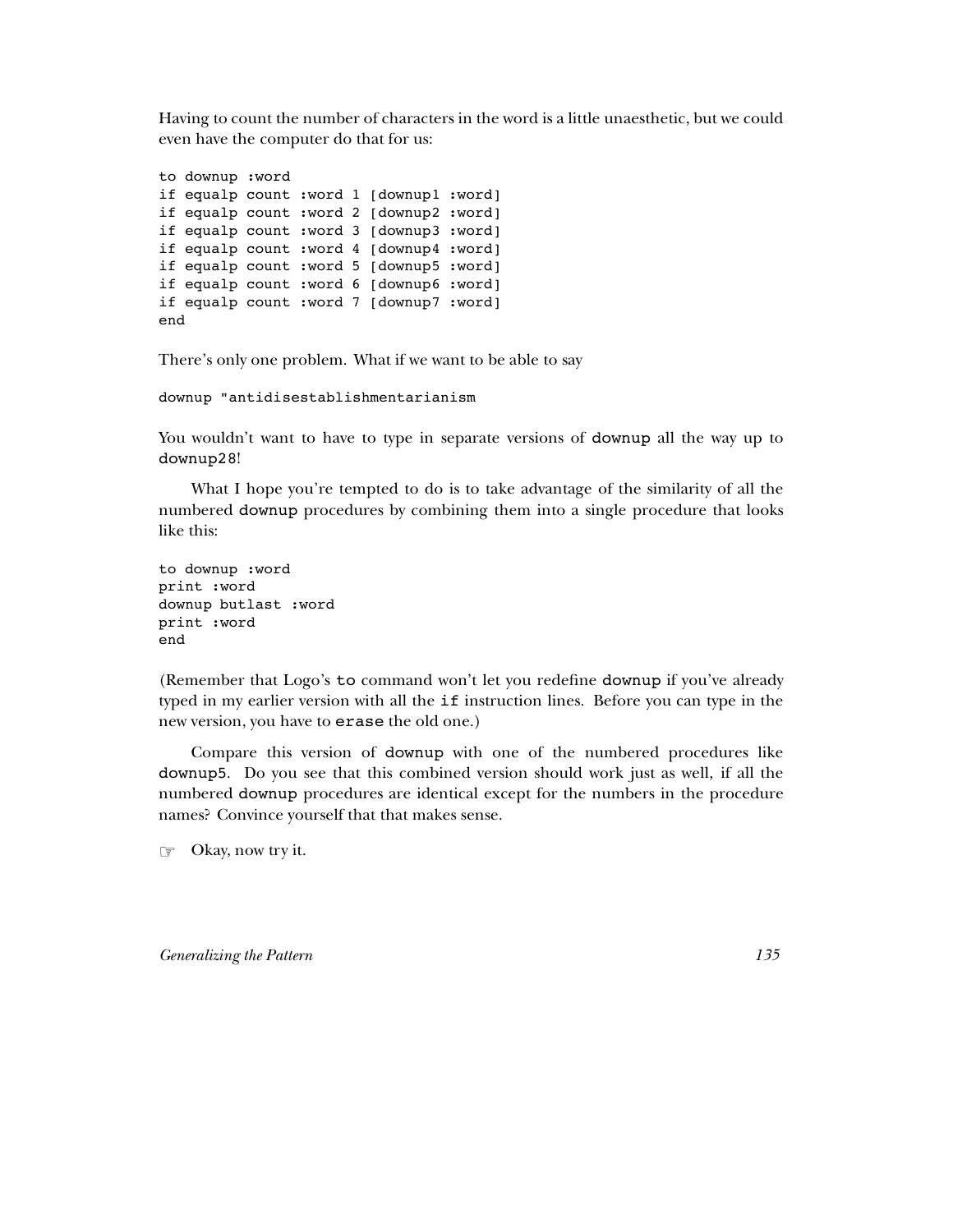Having to count the number of characters in the word is a little unaesthetic, but we could even have the computer do that for us:

```
to downup :word
if equalp count :word 1 [downup1 :word]
if equalp count :word 2 [downup2 :word]
if equalp count :word 3 [downup3 :word]
if equalp count :word 4 [downup4 :word]
if equalp count :word 5 [downup5 :word]
if equalp count :word 6 [downup6 :word]
if equalp count :word 7 [downup7 :word]
end
```

There's only one problem. What if we want to be able to say

```
downup "antidisestablishmentarianism
```

You wouldn't want to have to type in separate versions of `downup` all the way up to `downup28`!

What I hope you're tempted to do is to take advantage of the similarity of all the numbered `downup` procedures by combining them into a single procedure that looks like this:

```
to downup :word
print :word
downup butlast :word
print :word
end
```

(Remember that Logo's `to` command won't let you redefine `downup` if you've already typed in my earlier version with all the `if` instruction lines. Before you can type in the new version, you have to `erase` the old one.)

Compare this version of `downup` with one of the numbered procedures like `downup5`. Do you see that this combined version should work just as well, if all the numbered `downup` procedures are identical except for the numbers in the procedure names? Convince yourself that that makes sense.

☞ Okay, now try it.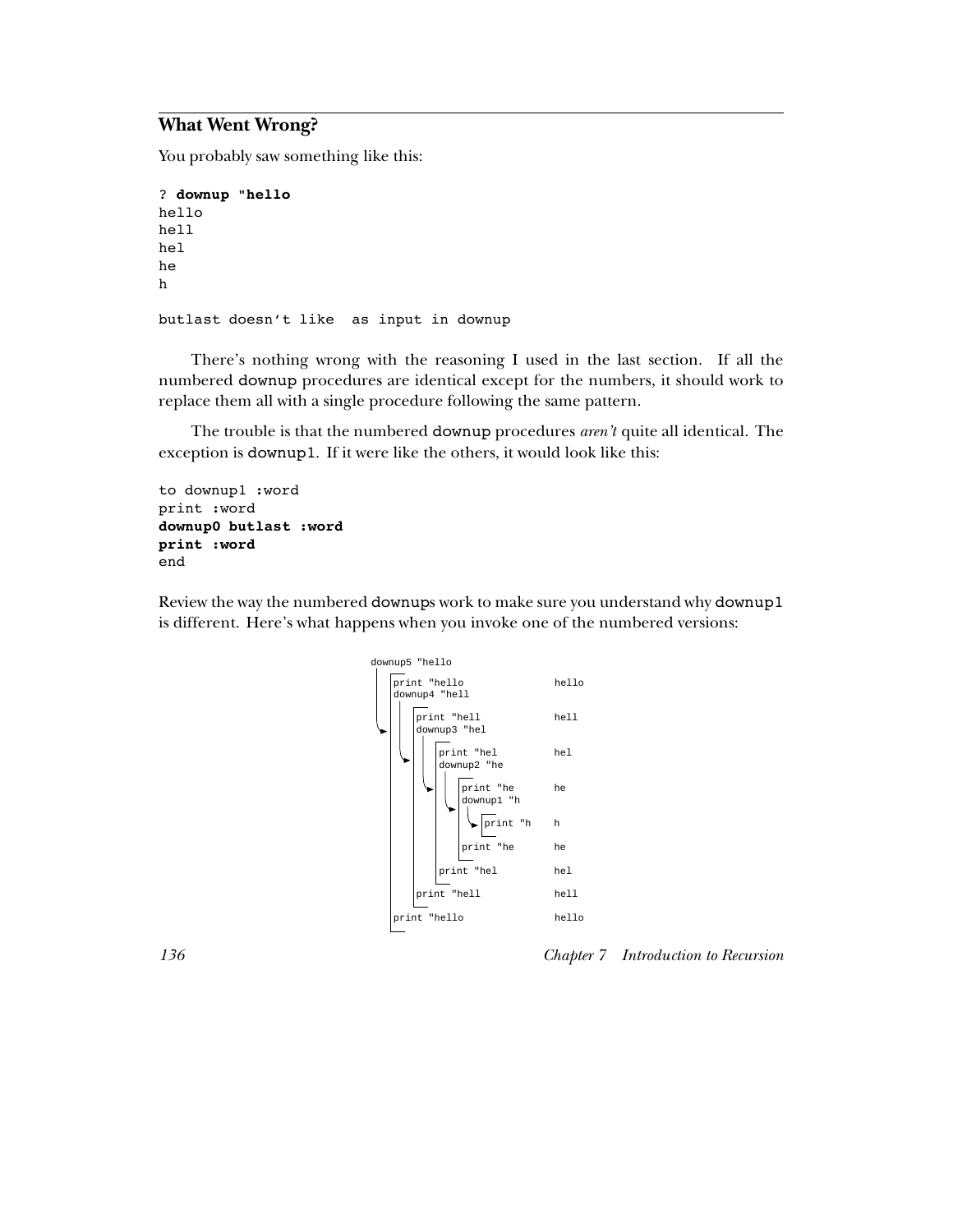## What Went Wrong?

You probably saw something like this:

```
? downup "hello
hello
hell
hel
he
h

butlast doesn't like  as input in downup
```

There's nothing wrong with the reasoning I used in the last section. If all the numbered downup procedures are identical except for the numbers, it should work to replace them all with a single procedure following the same pattern.

The trouble is that the numbered downup procedures *aren't* quite all identical. The exception is downup1. If it were like the others, it would look like this:

```
to downup1 :word
print :word
downup0 butlast :word
print :word
end
```

Review the way the numbered downups work to make sure you understand why downup1 is different. Here's what happens when you invoke one of the numbered versions:

```
downup5 "hello
  print "hello              hello
  downup4 "hell
    print "hell             hell
    downup3 "hel
      print "hel            hel
      downup2 "he
        print "he           he
        downup1 "h
          print "h          h
        print "he           he
      print "hel            hel
    print "hell             hell
  print "hello              hello
```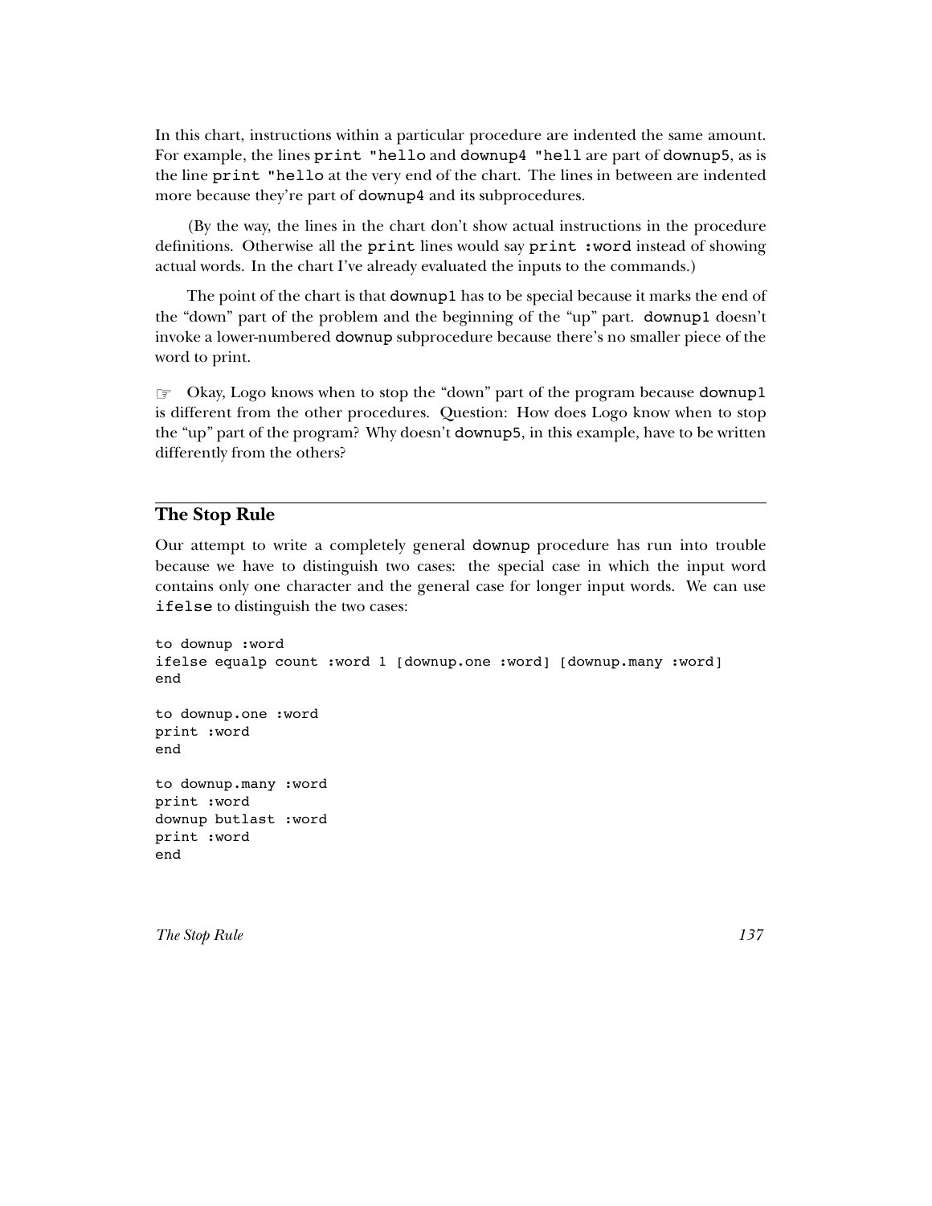In this chart, instructions within a particular procedure are indented the same amount. For example, the lines `print "hello` and `downup4 "hell` are part of `downup5`, as is the line `print "hello` at the very end of the chart. The lines in between are indented more because they're part of `downup4` and its subprocedures.

(By the way, the lines in the chart don't show actual instructions in the procedure definitions. Otherwise all the `print` lines would say `print :word` instead of showing actual words. In the chart I've already evaluated the inputs to the commands.)

The point of the chart is that `downup1` has to be special because it marks the end of the "down" part of the problem and the beginning of the "up" part. `downup1` doesn't invoke a lower-numbered `downup` subprocedure because there's no smaller piece of the word to print.

☞ Okay, Logo knows when to stop the "down" part of the program because `downup1` is different from the other procedures. Question: How does Logo know when to stop the "up" part of the program? Why doesn't `downup5`, in this example, have to be written differently from the others?

## The Stop Rule

Our attempt to write a completely general `downup` procedure has run into trouble because we have to distinguish two cases: the special case in which the input word contains only one character and the general case for longer input words. We can use `ifelse` to distinguish the two cases:

```
to downup :word
ifelse equalp count :word 1 [downup.one :word] [downup.many :word]
end

to downup.one :word
print :word
end

to downup.many :word
print :word
downup butlast :word
print :word
end
```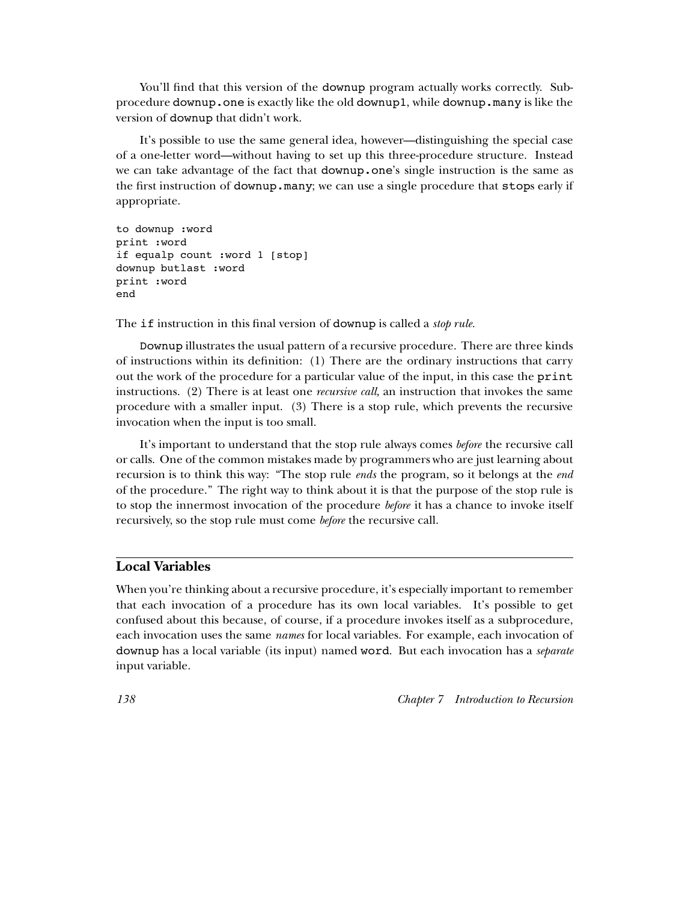You'll find that this version of the `downup` program actually works correctly. Subprocedure `downup.one` is exactly like the old `downup1`, while `downup.many` is like the version of `downup` that didn't work.

It's possible to use the same general idea, however—distinguishing the special case of a one-letter word—without having to set up this three-procedure structure. Instead we can take advantage of the fact that `downup.one`'s single instruction is the same as the first instruction of `downup.many`; we can use a single procedure that `stop`s early if appropriate.

```
to downup :word
print :word
if equalp count :word 1 [stop]
downup butlast :word
print :word
end
```

The `if` instruction in this final version of `downup` is called a *stop rule.*

`Downup` illustrates the usual pattern of a recursive procedure. There are three kinds of instructions within its definition: (1) There are the ordinary instructions that carry out the work of the procedure for a particular value of the input, in this case the `print` instructions. (2) There is at least one *recursive call,* an instruction that invokes the same procedure with a smaller input. (3) There is a stop rule, which prevents the recursive invocation when the input is too small.

It's important to understand that the stop rule always comes *before* the recursive call or calls. One of the common mistakes made by programmers who are just learning about recursion is to think this way: "The stop rule *ends* the program, so it belongs at the *end* of the procedure." The right way to think about it is that the purpose of the stop rule is to stop the innermost invocation of the procedure *before* it has a chance to invoke itself recursively, so the stop rule must come *before* the recursive call.

## Local Variables

When you're thinking about a recursive procedure, it's especially important to remember that each invocation of a procedure has its own local variables. It's possible to get confused about this because, of course, if a procedure invokes itself as a subprocedure, each invocation uses the same *names* for local variables. For example, each invocation of `downup` has a local variable (its input) named `word`. But each invocation has a *separate* input variable.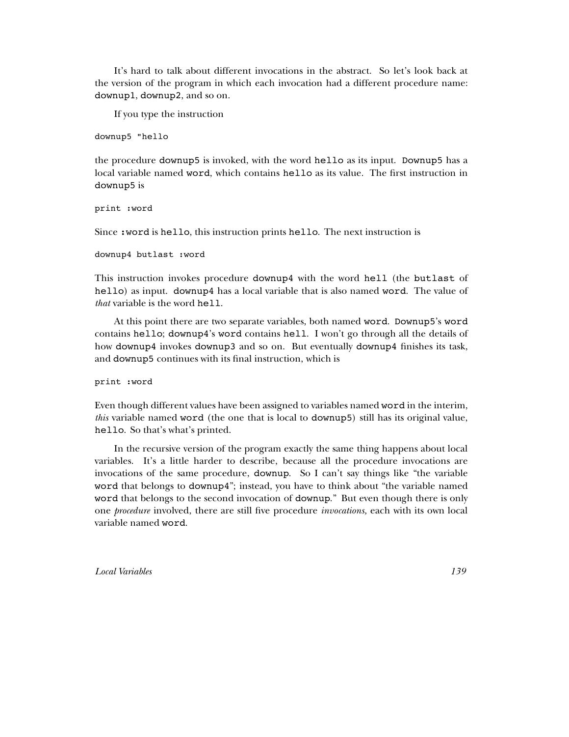It's hard to talk about different invocations in the abstract. So let's look back at the version of the program in which each invocation had a different procedure name: `downup1`, `downup2`, and so on.

If you type the instruction

```
downup5 "hello
```

the procedure `downup5` is invoked, with the word `hello` as its input. `Downup5` has a local variable named `word`, which contains `hello` as its value. The first instruction in `downup5` is

```
print :word
```

Since `:word` is `hello`, this instruction prints `hello`. The next instruction is

```
downup4 butlast :word
```

This instruction invokes procedure `downup4` with the word `hell` (the `butlast` of `hello`) as input. `downup4` has a local variable that is also named `word`. The value of *that* variable is the word `hell`.

At this point there are two separate variables, both named `word`. `Downup5`'s `word` contains `hello`; `downup4`'s `word` contains `hell`. I won't go through all the details of how `downup4` invokes `downup3` and so on. But eventually `downup4` finishes its task, and `downup5` continues with its final instruction, which is

```
print :word
```

Even though different values have been assigned to variables named `word` in the interim, *this* variable named `word` (the one that is local to `downup5`) still has its original value, `hello`. So that's what's printed.

In the recursive version of the program exactly the same thing happens about local variables. It's a little harder to describe, because all the procedure invocations are invocations of the same procedure, `downup`. So I can't say things like "the variable `word` that belongs to `downup4`"; instead, you have to think about "the variable named `word` that belongs to the second invocation of `downup`." But even though there is only one *procedure* involved, there are still five procedure *invocations,* each with its own local variable named `word`.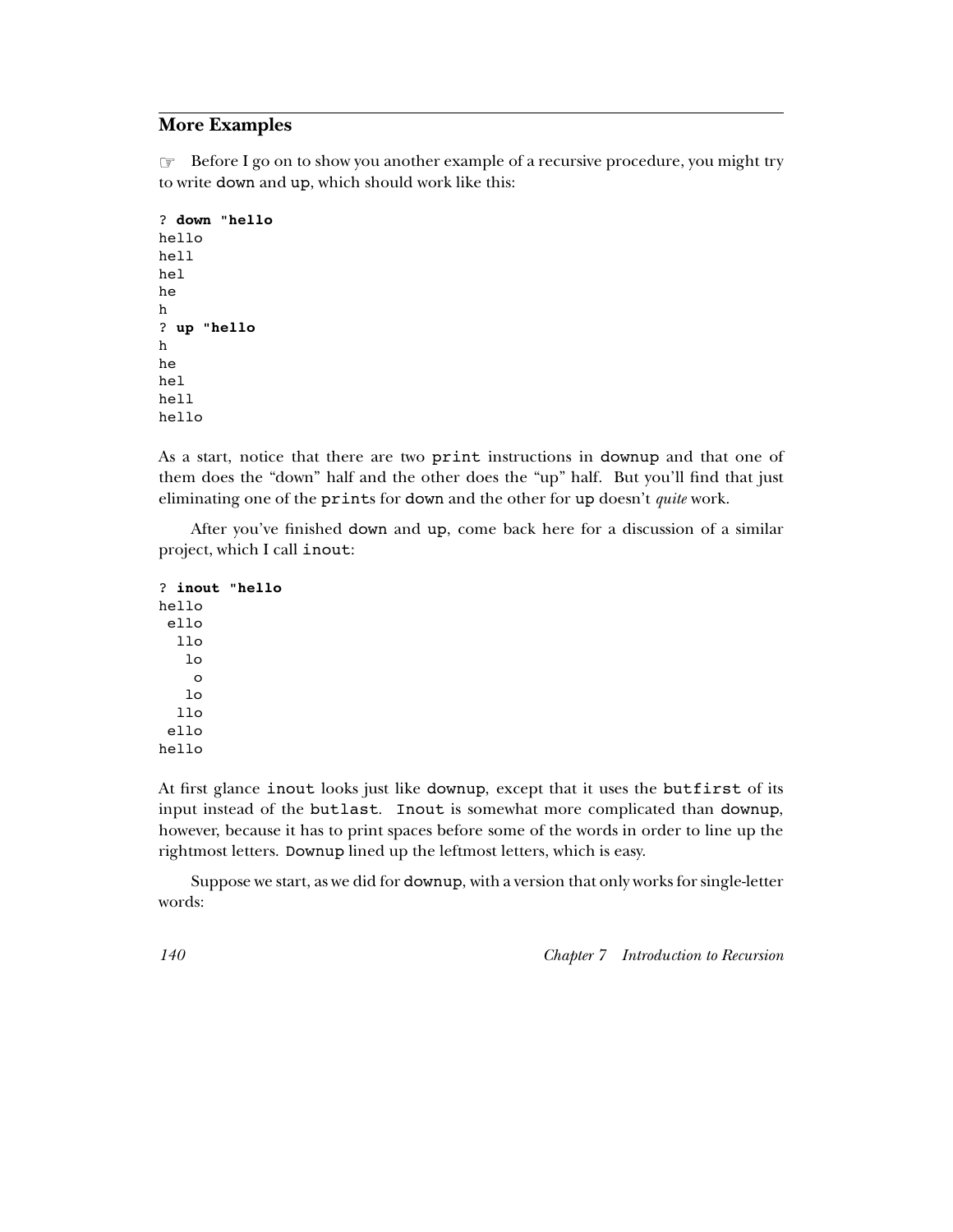## More Examples

☞ Before I go on to show you another example of a recursive procedure, you might try to write down and up, which should work like this:

```
? down "hello
hello
hell
hel
he
h
? up "hello
h
he
hel
hell
hello
```

As a start, notice that there are two print instructions in downup and that one of them does the "down" half and the other does the "up" half. But you'll find that just eliminating one of the prints for down and the other for up doesn't *quite* work.

After you've finished down and up, come back here for a discussion of a similar project, which I call inout:

```
? inout "hello
hello
 ello
  llo
   lo
    o
   lo
  llo
 ello
hello
```

At first glance inout looks just like downup, except that it uses the butfirst of its input instead of the butlast. Inout is somewhat more complicated than downup, however, because it has to print spaces before some of the words in order to line up the rightmost letters. Downup lined up the leftmost letters, which is easy.

Suppose we start, as we did for downup, with a version that only works for single-letter words: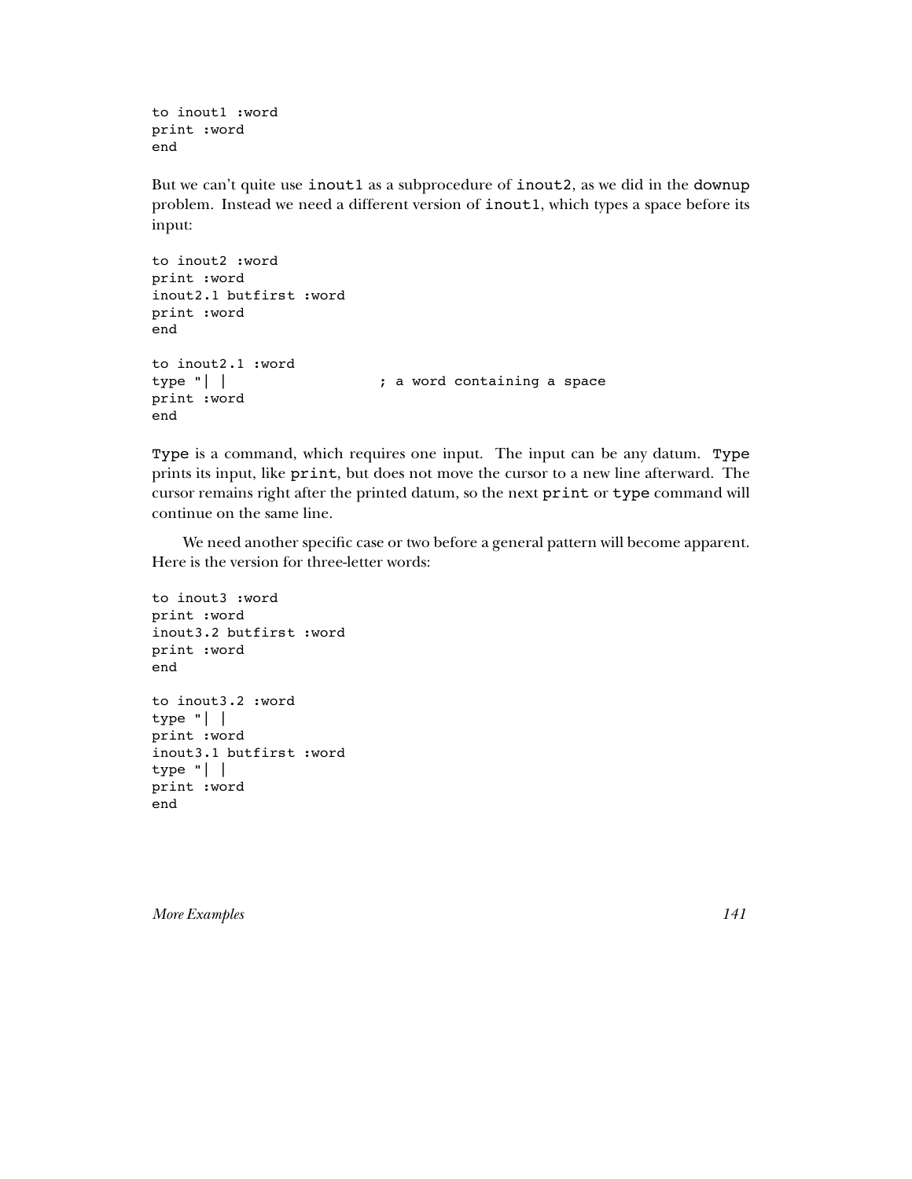```
to inout1 :word
print :word
end
```

But we can't quite use `inout1` as a subprocedure of `inout2`, as we did in the `downup` problem. Instead we need a different version of `inout1`, which types a space before its input:

```
to inout2 :word
print :word
inout2.1 butfirst :word
print :word
end

to inout2.1 :word
type "| |                  ; a word containing a space
print :word
end
```

`Type` is a command, which requires one input. The input can be any datum. `Type` prints its input, like `print`, but does not move the cursor to a new line afterward. The cursor remains right after the printed datum, so the next `print` or `type` command will continue on the same line.

We need another specific case or two before a general pattern will become apparent. Here is the version for three-letter words:

```
to inout3 :word
print :word
inout3.2 butfirst :word
print :word
end

to inout3.2 :word
type "| |
print :word
inout3.1 butfirst :word
type "| |
print :word
end
```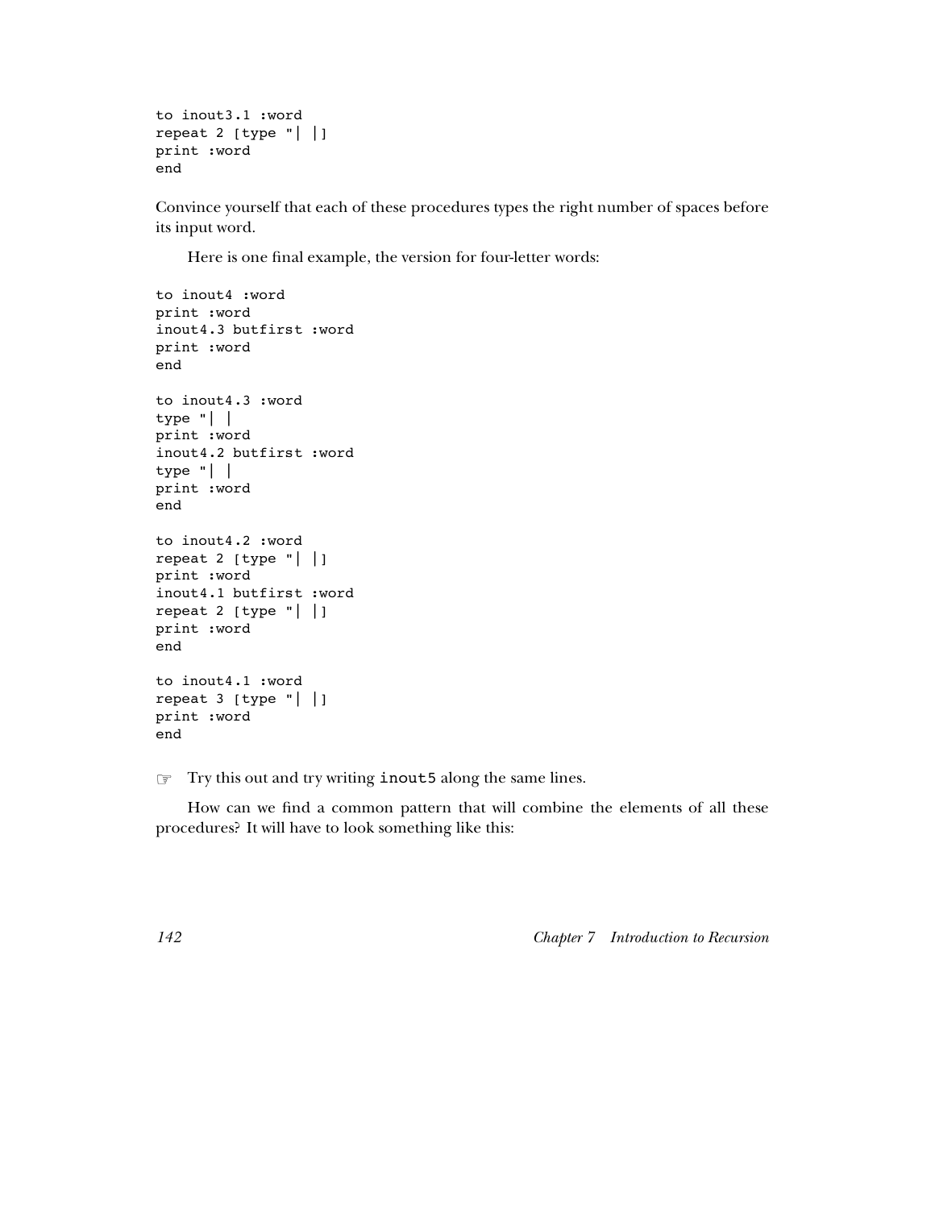```
to inout3.1 :word
repeat 2 [type "| |]
print :word
end
```

Convince yourself that each of these procedures types the right number of spaces before its input word.

Here is one final example, the version for four-letter words:

```
to inout4 :word
print :word
inout4.3 butfirst :word
print :word
end

to inout4.3 :word
type "| |
print :word
inout4.2 butfirst :word
type "| |
print :word
end

to inout4.2 :word
repeat 2 [type "| |]
print :word
inout4.1 butfirst :word
repeat 2 [type "| |]
print :word
end

to inout4.1 :word
repeat 3 [type "| |]
print :word
end
```

☞ Try this out and try writing `inout5` along the same lines.

How can we find a common pattern that will combine the elements of all these procedures? It will have to look something like this: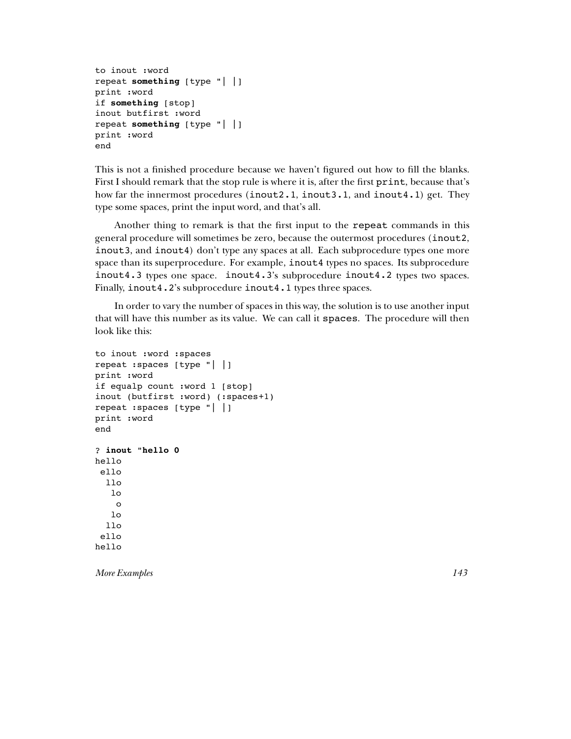```
to inout :word
repeat something [type "| |]
print :word
if something [stop]
inout butfirst :word
repeat something [type "| |]
print :word
end
```

This is not a finished procedure because we haven't figured out how to fill the blanks. First I should remark that the stop rule is where it is, after the first `print`, because that's how far the innermost procedures (`inout2.1`, `inout3.1`, and `inout4.1`) get. They type some spaces, print the input word, and that's all.

Another thing to remark is that the first input to the `repeat` commands in this general procedure will sometimes be zero, because the outermost procedures (`inout2`, `inout3`, and `inout4`) don't type any spaces at all. Each subprocedure types one more space than its superprocedure. For example, `inout4` types no spaces. Its subprocedure `inout4.3` types one space. `inout4.3`'s subprocedure `inout4.2` types two spaces. Finally, `inout4.2`'s subprocedure `inout4.1` types three spaces.

In order to vary the number of spaces in this way, the solution is to use another input that will have this number as its value. We can call it `spaces`. The procedure will then look like this:

```
to inout :word :spaces
repeat :spaces [type "| |]
print :word
if equalp count :word 1 [stop]
inout (butfirst :word) (:spaces+1)
repeat :spaces [type "| |]
print :word
end

? inout "hello 0
hello
 ello
  llo
   lo
    o
   lo
  llo
 ello
hello
```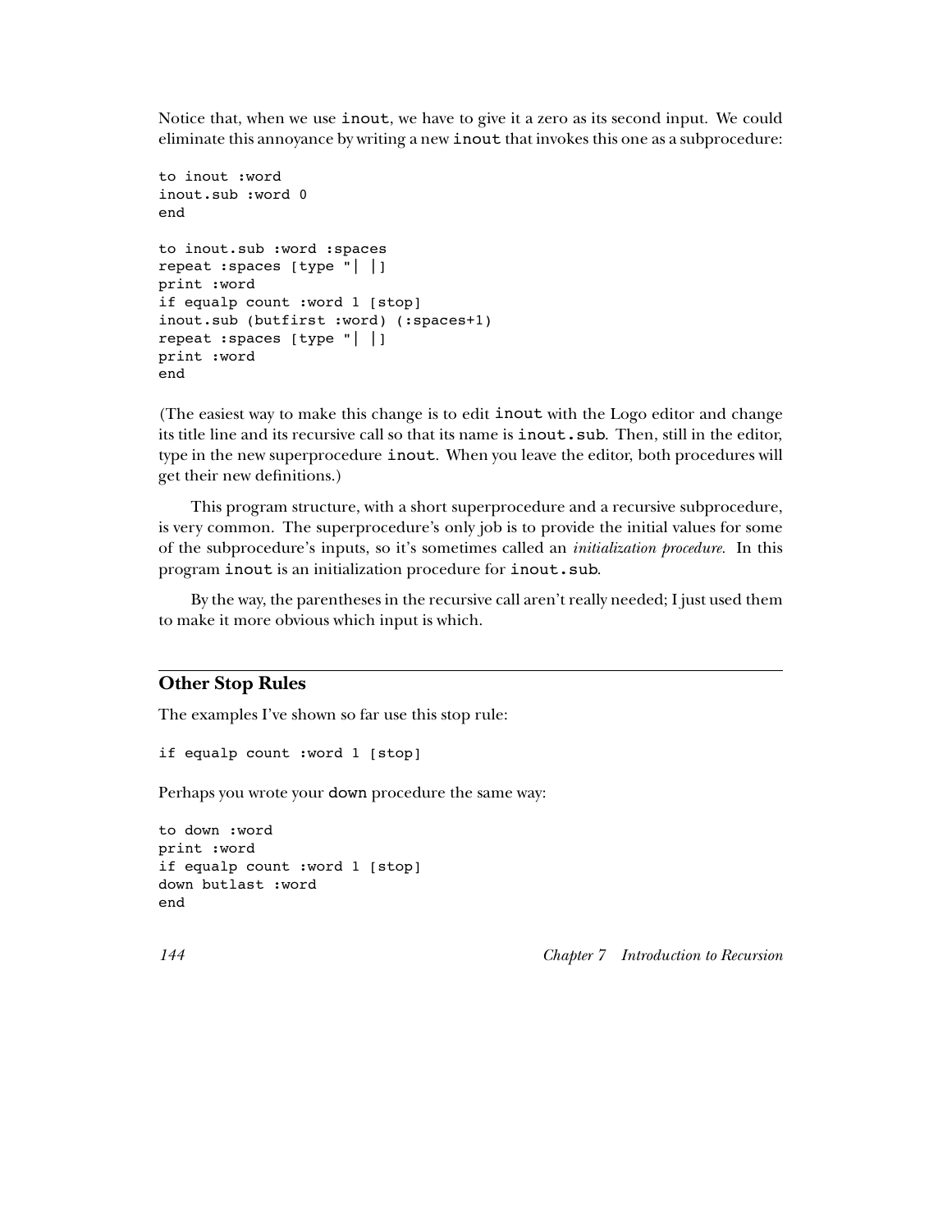Notice that, when we use `inout`, we have to give it a zero as its second input. We could eliminate this annoyance by writing a new `inout` that invokes this one as a subprocedure:

```
to inout :word
inout.sub :word 0
end

to inout.sub :word :spaces
repeat :spaces [type "| |]
print :word
if equalp count :word 1 [stop]
inout.sub (butfirst :word) (:spaces+1)
repeat :spaces [type "| |]
print :word
end
```

(The easiest way to make this change is to edit `inout` with the Logo editor and change its title line and its recursive call so that its name is `inout.sub`. Then, still in the editor, type in the new superprocedure `inout`. When you leave the editor, both procedures will get their new definitions.)

This program structure, with a short superprocedure and a recursive subprocedure, is very common. The superprocedure's only job is to provide the initial values for some of the subprocedure's inputs, so it's sometimes called an *initialization procedure.* In this program `inout` is an initialization procedure for `inout.sub`.

By the way, the parentheses in the recursive call aren't really needed; I just used them to make it more obvious which input is which.

## Other Stop Rules

The examples I've shown so far use this stop rule:

```
if equalp count :word 1 [stop]
```

Perhaps you wrote your `down` procedure the same way:

```
to down :word
print :word
if equalp count :word 1 [stop]
down butlast :word
end
```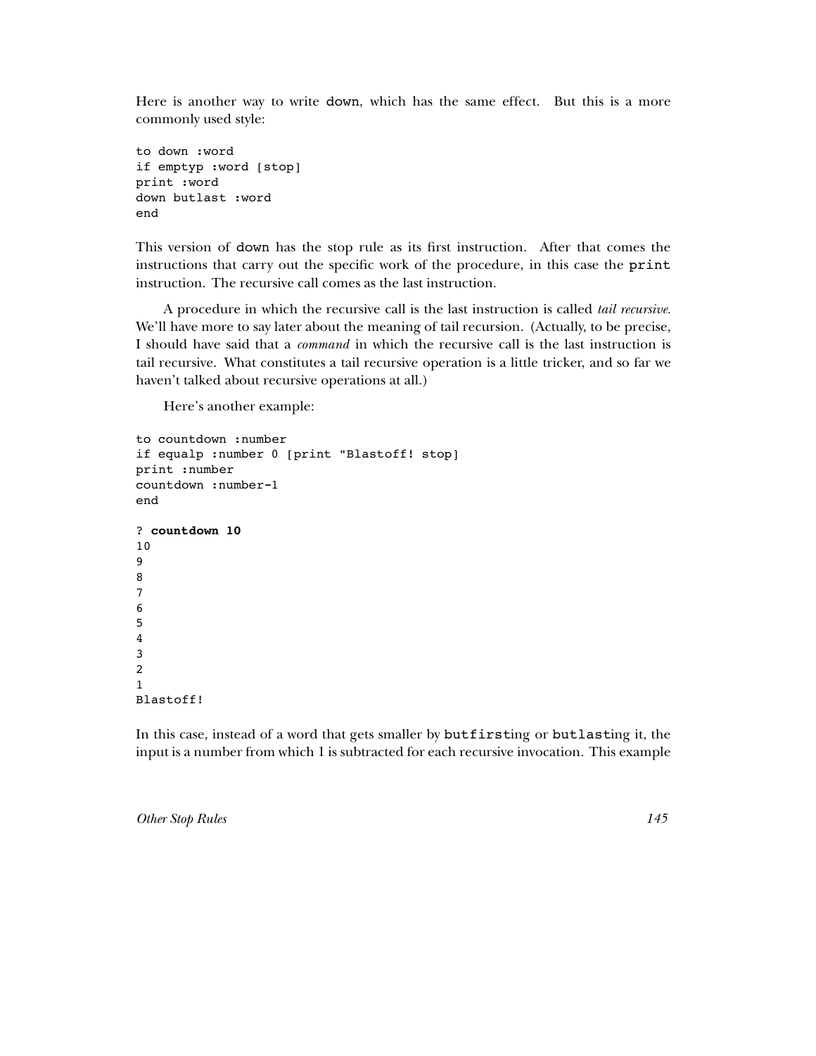Here is another way to write `down`, which has the same effect. But this is a more commonly used style:

```
to down :word
if emptyp :word [stop]
print :word
down butlast :word
end
```

This version of `down` has the stop rule as its first instruction. After that comes the instructions that carry out the specific work of the procedure, in this case the `print` instruction. The recursive call comes as the last instruction.

A procedure in which the recursive call is the last instruction is called *tail recursive.* We'll have more to say later about the meaning of tail recursion. (Actually, to be precise, I should have said that a *command* in which the recursive call is the last instruction is tail recursive. What constitutes a tail recursive operation is a little tricker, and so far we haven't talked about recursive operations at all.)

Here's another example:

```
to countdown :number
if equalp :number 0 [print "Blastoff! stop]
print :number
countdown :number-1
end
```

```
? countdown 10
10
9
8
7
6
5
4
3
2
1
Blastoff!
```

In this case, instead of a word that gets smaller by `butfirst`ing or `butlast`ing it, the input is a number from which 1 is subtracted for each recursive invocation. This example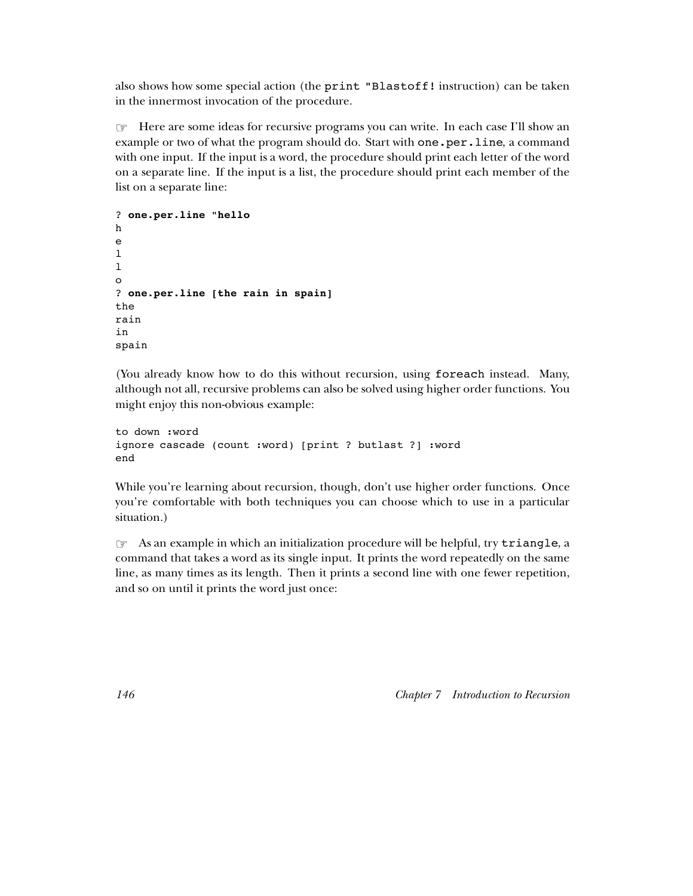also shows how some special action (the `print "Blastoff!` instruction) can be taken in the innermost invocation of the procedure.

☞ Here are some ideas for recursive programs you can write. In each case I'll show an example or two of what the program should do. Start with `one.per.line`, a command with one input. If the input is a word, the procedure should print each letter of the word on a separate line. If the input is a list, the procedure should print each member of the list on a separate line:

```
? one.per.line "hello
h
e
l
l
o
? one.per.line [the rain in spain]
the
rain
in
spain
```

(You already know how to do this without recursion, using `foreach` instead. Many, although not all, recursive problems can also be solved using higher order functions. You might enjoy this non-obvious example:

```
to down :word
ignore cascade (count :word) [print ? butlast ?] :word
end
```

While you're learning about recursion, though, don't use higher order functions. Once you're comfortable with both techniques you can choose which to use in a particular situation.)

☞ As an example in which an initialization procedure will be helpful, try `triangle`, a command that takes a word as its single input. It prints the word repeatedly on the same line, as many times as its length. Then it prints a second line with one fewer repetition, and so on until it prints the word just once: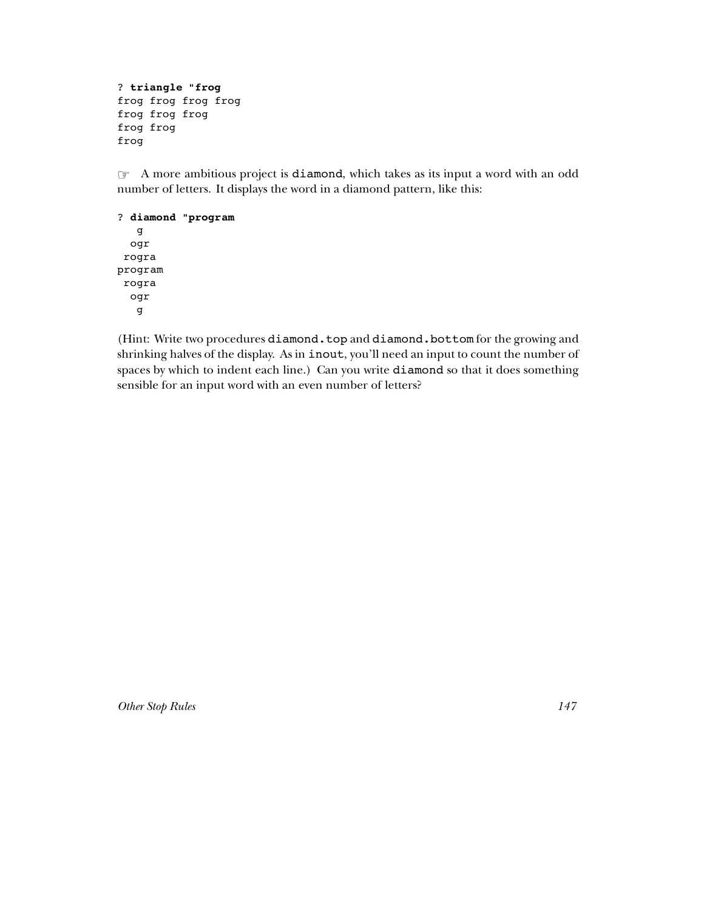```
? triangle "frog
frog frog frog frog
frog frog frog
frog frog
frog
```

☞ A more ambitious project is `diamond`, which takes as its input a word with an odd number of letters. It displays the word in a diamond pattern, like this:

```
? diamond "program
   g
  ogr
 rogra
program
 rogra
  ogr
   g
```

(Hint: Write two procedures `diamond.top` and `diamond.bottom` for the growing and shrinking halves of the display. As in `inout`, you'll need an input to count the number of spaces by which to indent each line.) Can you write `diamond` so that it does something sensible for an input word with an even number of letters?